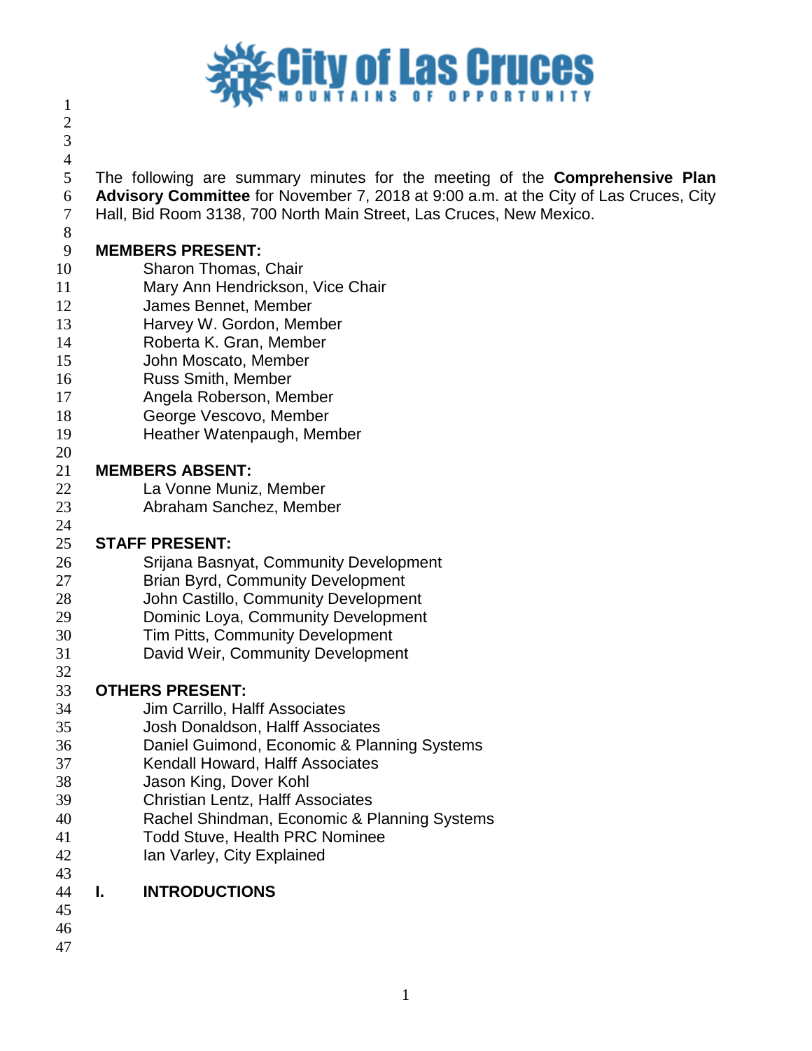The following are summary minutes for the meeting of the **Comprehensive Plan Advisory Committee** for November 7, 2018 at 9:00 a.m. at the City of Las Cruces, City Hall, Bid Room 3138, 700 North Main Street, Las Cruces, New Mexico.

**MEMBERS PRESENT:**

Sharon Thomas, Chair
Mary Ann Hendrickson, Vice Chair
James Bennet, Member
Harvey W. Gordon, Member
Roberta K. Gran, Member
John Moscato, Member
Russ Smith, Member
Angela Roberson, Member
George Vescovo, Member
Heather Watenpaugh, Member

**MEMBERS ABSENT:**

La Vonne Muniz, Member
Abraham Sanchez, Member

**STAFF PRESENT:**

Srijana Basnyat, Community Development
Brian Byrd, Community Development
John Castillo, Community Development
Dominic Loya, Community Development
Tim Pitts, Community Development
David Weir, Community Development

**OTHERS PRESENT:**

Jim Carrillo, Halff Associates
Josh Donaldson, Halff Associates
Daniel Guimond, Economic & Planning Systems
Kendall Howard, Halff Associates
Jason King, Dover Kohl
Christian Lentz, Halff Associates
Rachel Shindman, Economic & Planning Systems
Todd Stuve, Health PRC Nominee
Ian Varley, City Explained

**I. INTRODUCTIONS**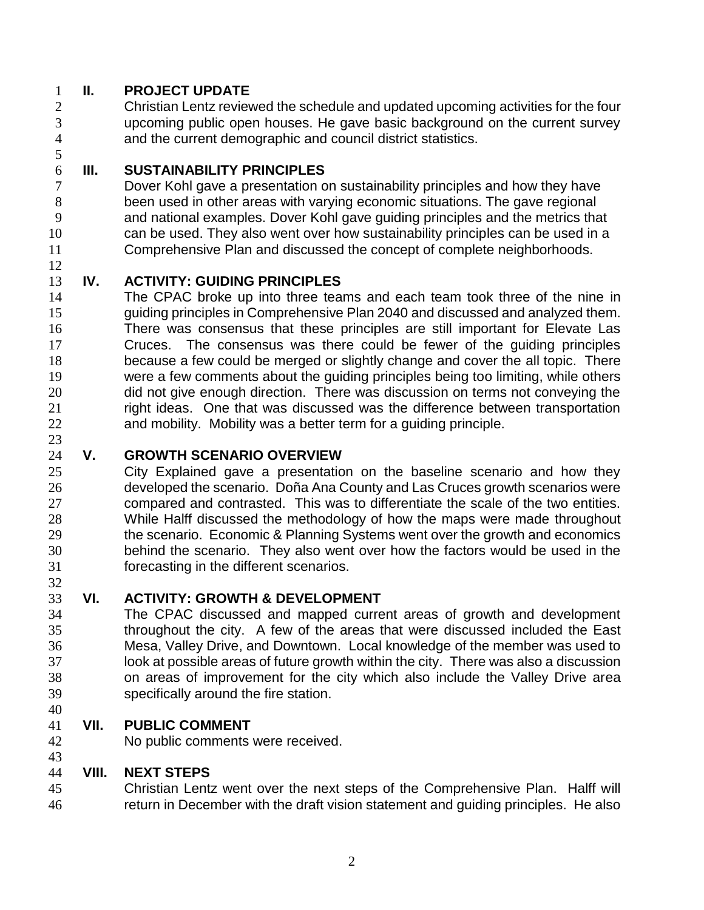## II. PROJECT UPDATE

Christian Lentz reviewed the schedule and updated upcoming activities for the four upcoming public open houses. He gave basic background on the current survey and the current demographic and council district statistics.

## III. SUSTAINABILITY PRINCIPLES

Dover Kohl gave a presentation on sustainability principles and how they have been used in other areas with varying economic situations. The gave regional and national examples. Dover Kohl gave guiding principles and the metrics that can be used. They also went over how sustainability principles can be used in a Comprehensive Plan and discussed the concept of complete neighborhoods.

## IV. ACTIVITY: GUIDING PRINCIPLES

The CPAC broke up into three teams and each team took three of the nine in guiding principles in Comprehensive Plan 2040 and discussed and analyzed them. There was consensus that these principles are still important for Elevate Las Cruces. The consensus was there could be fewer of the guiding principles because a few could be merged or slightly change and cover the all topic. There were a few comments about the guiding principles being too limiting, while others did not give enough direction. There was discussion on terms not conveying the right ideas. One that was discussed was the difference between transportation and mobility. Mobility was a better term for a guiding principle.

## V. GROWTH SCENARIO OVERVIEW

City Explained gave a presentation on the baseline scenario and how they developed the scenario. Doña Ana County and Las Cruces growth scenarios were compared and contrasted. This was to differentiate the scale of the two entities. While Halff discussed the methodology of how the maps were made throughout the scenario. Economic & Planning Systems went over the growth and economics behind the scenario. They also went over how the factors would be used in the forecasting in the different scenarios.

## VI. ACTIVITY: GROWTH & DEVELOPMENT

The CPAC discussed and mapped current areas of growth and development throughout the city. A few of the areas that were discussed included the East Mesa, Valley Drive, and Downtown. Local knowledge of the member was used to look at possible areas of future growth within the city. There was also a discussion on areas of improvement for the city which also include the Valley Drive area specifically around the fire station.

## VII. PUBLIC COMMENT

No public comments were received.

## VIII. NEXT STEPS

Christian Lentz went over the next steps of the Comprehensive Plan. Halff will return in December with the draft vision statement and guiding principles. He also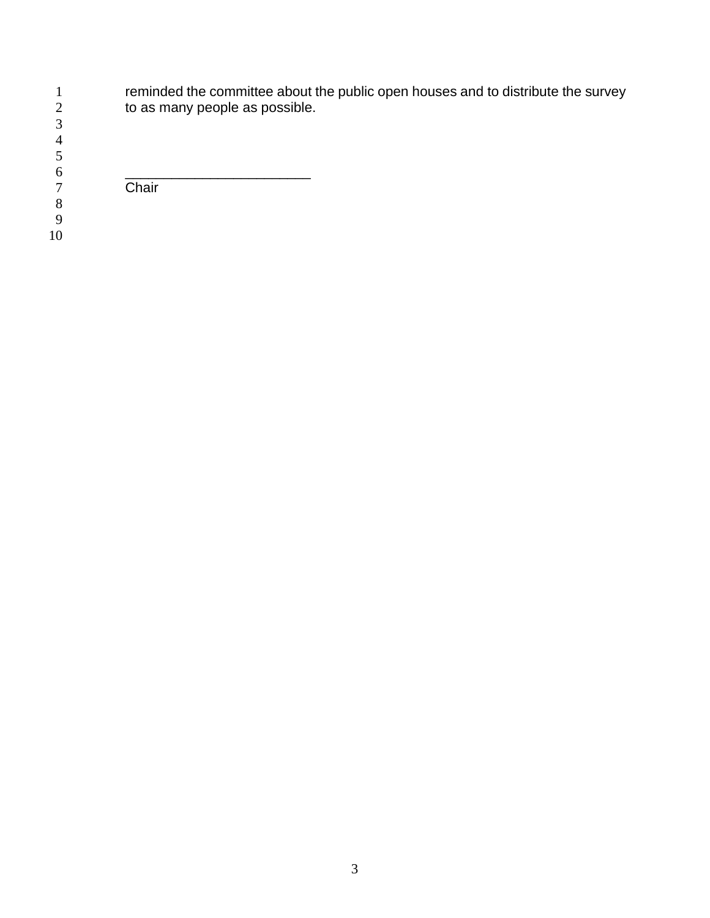reminded the committee about the public open houses and to distribute the survey to as many people as possible.

________________________
Chair